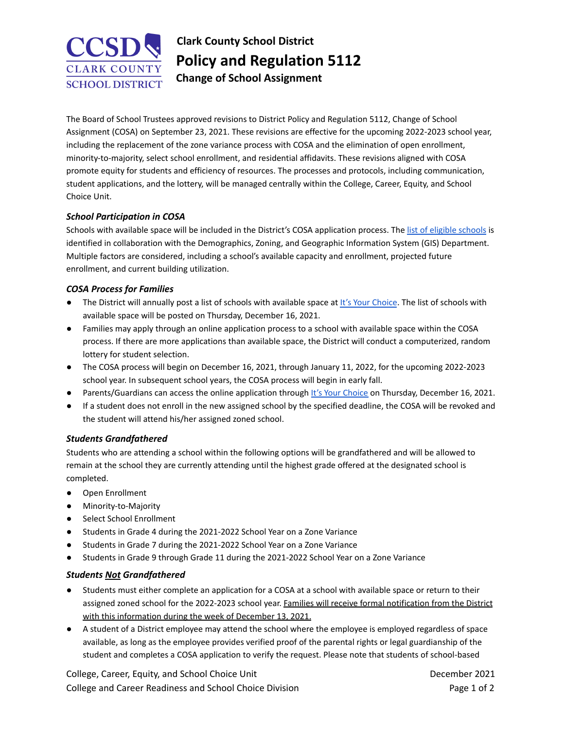# Clark County School District

## Policy and Regulation 5112

### Change of School Assignment

The Board of School Trustees approved revisions to District Policy and Regulation 5112, Change of School Assignment (COSA) on September 23, 2021. These revisions are effective for the upcoming 2022-2023 school year, including the replacement of the zone variance process with COSA and the elimination of open enrollment, minority-to-majority, select school enrollment, and residential affidavits. These revisions aligned with COSA promote equity for students and efficiency of resources. The processes and protocols, including communication, student applications, and the lottery, will be managed centrally within the College, Career, Equity, and School Choice Unit.

***School Participation in COSA***

Schools with available space will be included in the District's COSA application process. The list of eligible schools is identified in collaboration with the Demographics, Zoning, and Geographic Information System (GIS) Department. Multiple factors are considered, including a school's available capacity and enrollment, projected future enrollment, and current building utilization.

***COSA Process for Families***

- The District will annually post a list of schools with available space at It's Your Choice. The list of schools with available space will be posted on Thursday, December 16, 2021.
- Families may apply through an online application process to a school with available space within the COSA process. If there are more applications than available space, the District will conduct a computerized, random lottery for student selection.
- The COSA process will begin on December 16, 2021, through January 11, 2022, for the upcoming 2022-2023 school year. In subsequent school years, the COSA process will begin in early fall.
- Parents/Guardians can access the online application through It's Your Choice on Thursday, December 16, 2021.
- If a student does not enroll in the new assigned school by the specified deadline, the COSA will be revoked and the student will attend his/her assigned zoned school.

***Students Grandfathered***

Students who are attending a school within the following options will be grandfathered and will be allowed to remain at the school they are currently attending until the highest grade offered at the designated school is completed.

- Open Enrollment
- Minority-to-Majority
- Select School Enrollment
- Students in Grade 4 during the 2021-2022 School Year on a Zone Variance
- Students in Grade 7 during the 2021-2022 School Year on a Zone Variance
- Students in Grade 9 through Grade 11 during the 2021-2022 School Year on a Zone Variance

***Students Not Grandfathered***

- Students must either complete an application for a COSA at a school with available space or return to their assigned zoned school for the 2022-2023 school year. Families will receive formal notification from the District with this information during the week of December 13, 2021.
- A student of a District employee may attend the school where the employee is employed regardless of space available, as long as the employee provides verified proof of the parental rights or legal guardianship of the student and completes a COSA application to verify the request. Please note that students of school-based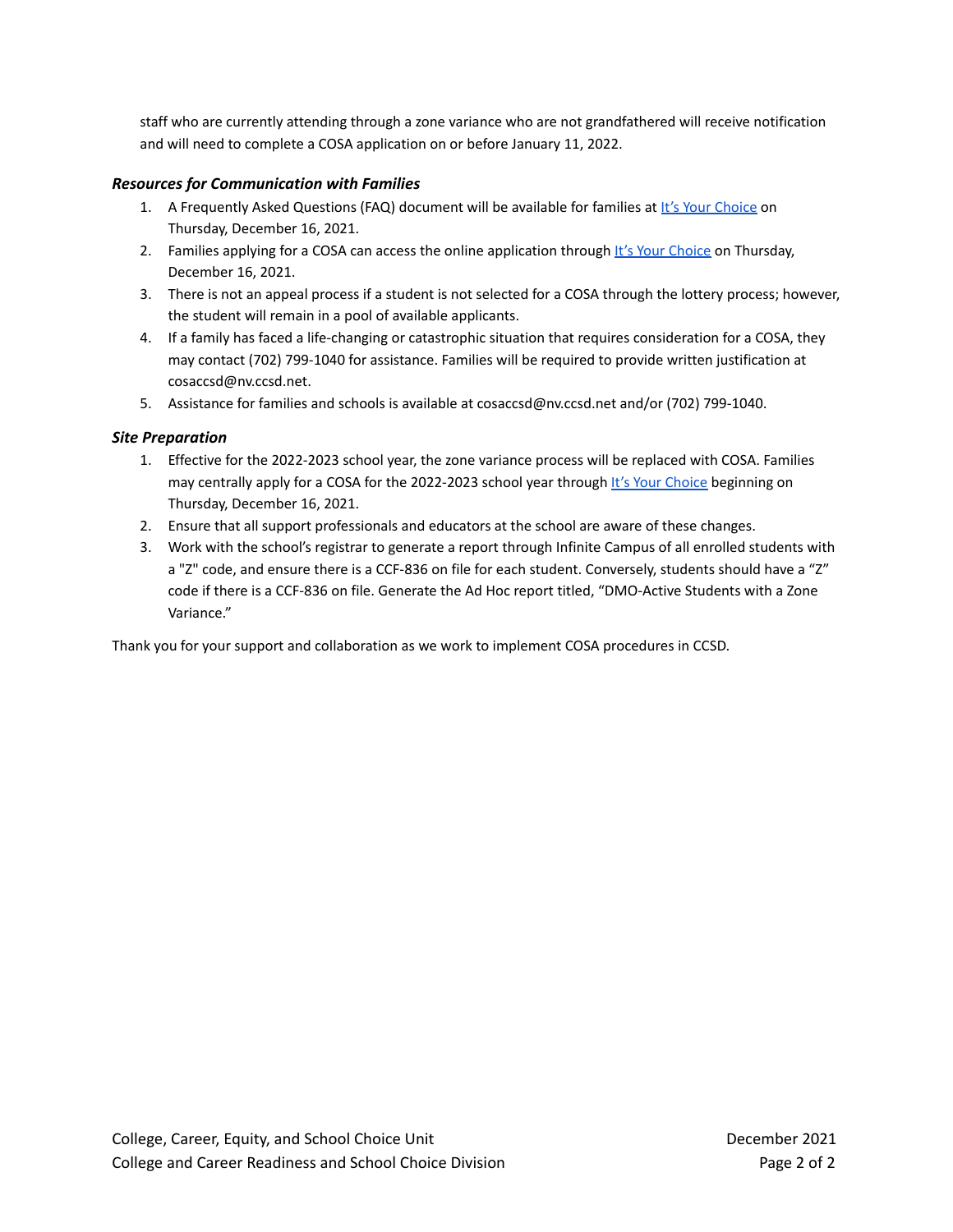staff who are currently attending through a zone variance who are not grandfathered will receive notification and will need to complete a COSA application on or before January 11, 2022.

### *Resources for Communication with Families*

1. A Frequently Asked Questions (FAQ) document will be available for families at It's Your Choice on Thursday, December 16, 2021.
2. Families applying for a COSA can access the online application through It's Your Choice on Thursday, December 16, 2021.
3. There is not an appeal process if a student is not selected for a COSA through the lottery process; however, the student will remain in a pool of available applicants.
4. If a family has faced a life-changing or catastrophic situation that requires consideration for a COSA, they may contact (702) 799-1040 for assistance. Families will be required to provide written justification at cosaccsd@nv.ccsd.net.
5. Assistance for families and schools is available at cosaccsd@nv.ccsd.net and/or (702) 799-1040.

### *Site Preparation*

1. Effective for the 2022-2023 school year, the zone variance process will be replaced with COSA. Families may centrally apply for a COSA for the 2022-2023 school year through It's Your Choice beginning on Thursday, December 16, 2021.
2. Ensure that all support professionals and educators at the school are aware of these changes.
3. Work with the school's registrar to generate a report through Infinite Campus of all enrolled students with a "Z" code, and ensure there is a CCF-836 on file for each student. Conversely, students should have a "Z" code if there is a CCF-836 on file. Generate the Ad Hoc report titled, "DMO-Active Students with a Zone Variance."

Thank you for your support and collaboration as we work to implement COSA procedures in CCSD.